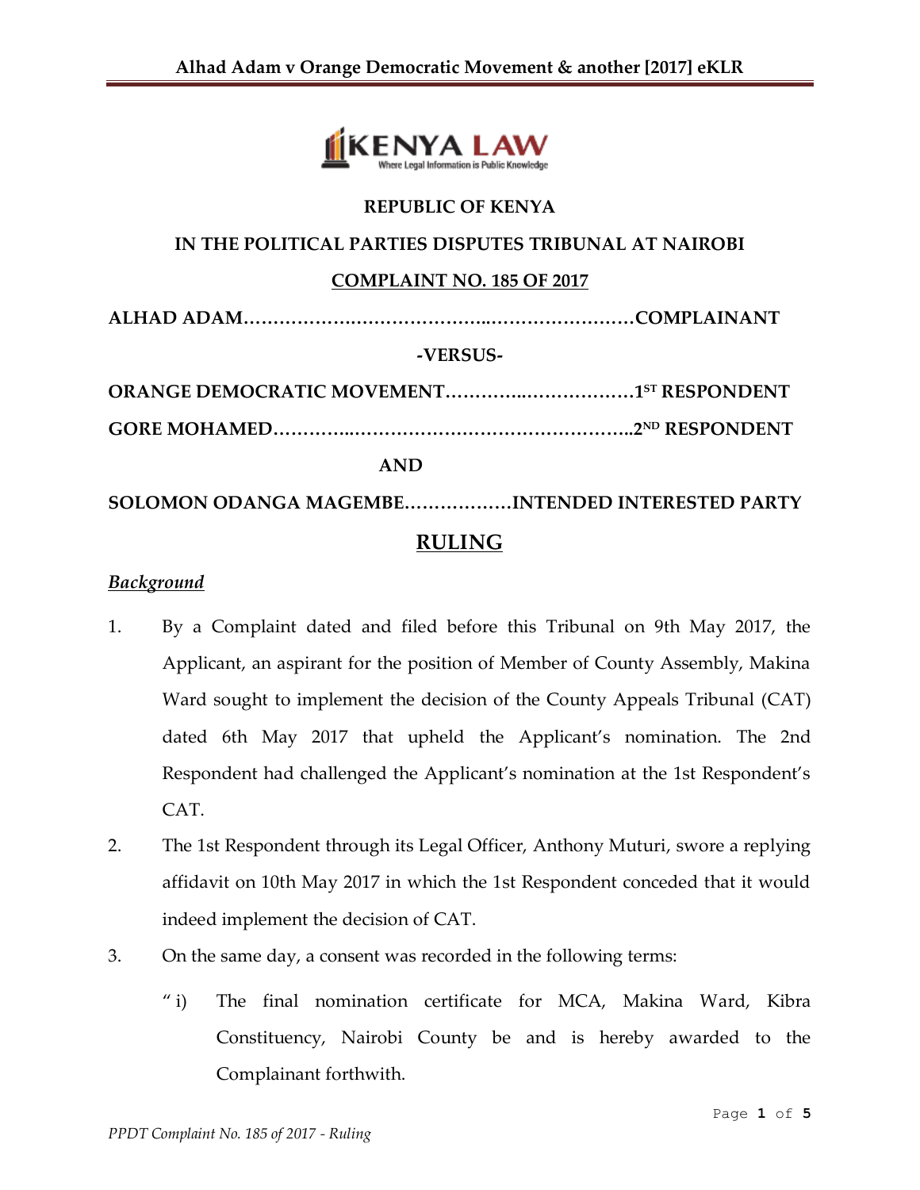**REPUBLIC OF KENYA**

**IN THE POLITICAL PARTIES DISPUTES TRIBUNAL AT NAIROBI**

**COMPLAINT NO. 185 OF 2017**

**ALHAD ADAM……………………………………..……………………COMPLAINANT**

**-VERSUS-**

**ORANGE DEMOCRATIC MOVEMENT…………..………………1ST RESPONDENT**

**GORE MOHAMED…………..………………………………………..2ND RESPONDENT**

**AND**

**SOLOMON ODANGA MAGEMBE………………INTENDED INTERESTED PARTY**

## RULING

### *Background*

1. By a Complaint dated and filed before this Tribunal on 9th May 2017, the Applicant, an aspirant for the position of Member of County Assembly, Makina Ward sought to implement the decision of the County Appeals Tribunal (CAT) dated 6th May 2017 that upheld the Applicant's nomination. The 2nd Respondent had challenged the Applicant's nomination at the 1st Respondent's CAT.
2. The 1st Respondent through its Legal Officer, Anthony Muturi, swore a replying affidavit on 10th May 2017 in which the 1st Respondent conceded that it would indeed implement the decision of CAT.
3. On the same day, a consent was recorded in the following terms:

   " i) The final nomination certificate for MCA, Makina Ward, Kibra Constituency, Nairobi County be and is hereby awarded to the Complainant forthwith.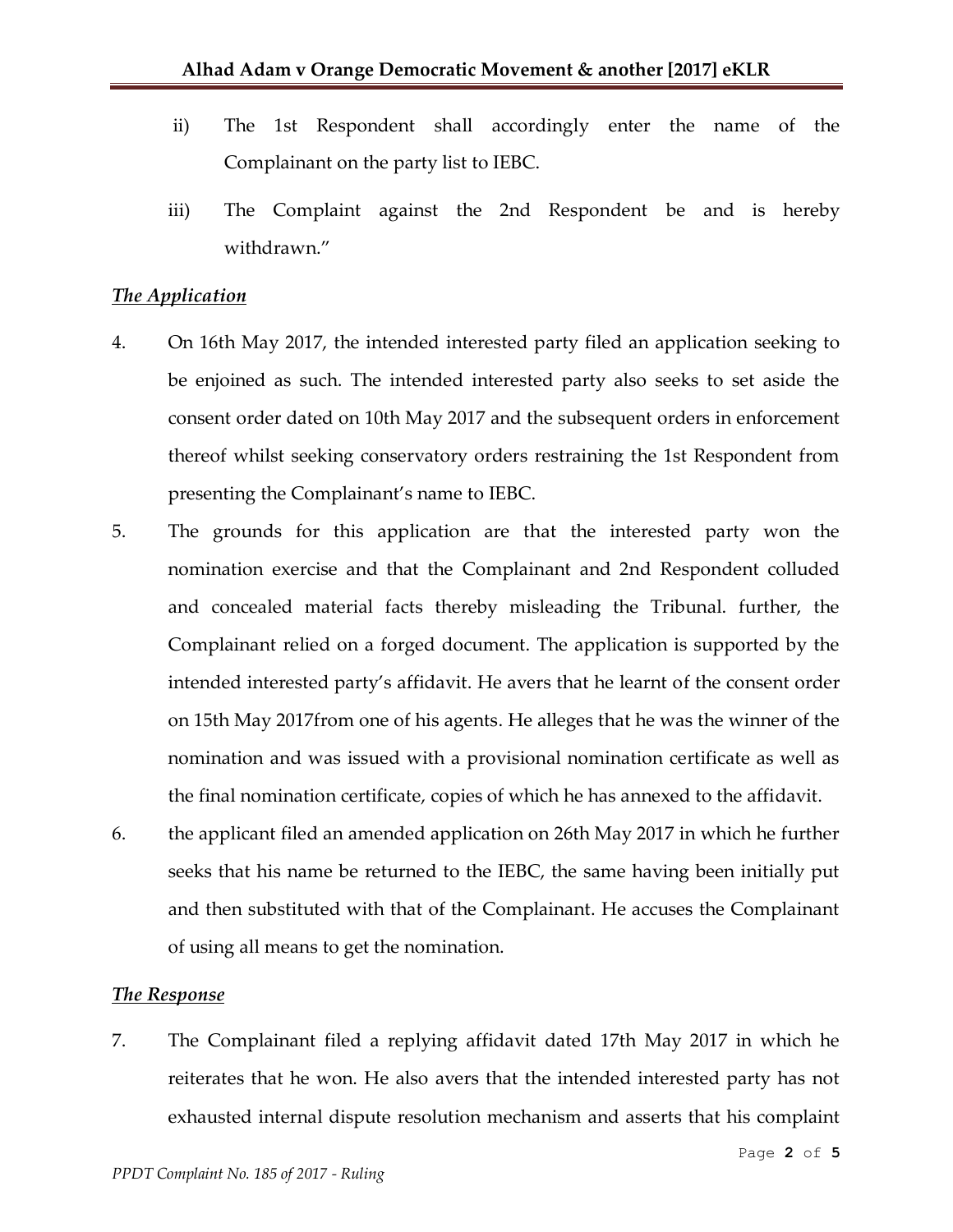ii) The 1st Respondent shall accordingly enter the name of the Complainant on the party list to IEBC.

iii) The Complaint against the 2nd Respondent be and is hereby withdrawn."

***The Application***

4. On 16th May 2017, the intended interested party filed an application seeking to be enjoined as such. The intended interested party also seeks to set aside the consent order dated on 10th May 2017 and the subsequent orders in enforcement thereof whilst seeking conservatory orders restraining the 1st Respondent from presenting the Complainant's name to IEBC.

5. The grounds for this application are that the interested party won the nomination exercise and that the Complainant and 2nd Respondent colluded and concealed material facts thereby misleading the Tribunal. further, the Complainant relied on a forged document. The application is supported by the intended interested party's affidavit. He avers that he learnt of the consent order on 15th May 2017from one of his agents. He alleges that he was the winner of the nomination and was issued with a provisional nomination certificate as well as the final nomination certificate, copies of which he has annexed to the affidavit.

6. the applicant filed an amended application on 26th May 2017 in which he further seeks that his name be returned to the IEBC, the same having been initially put and then substituted with that of the Complainant. He accuses the Complainant of using all means to get the nomination.

***The Response***

7. The Complainant filed a replying affidavit dated 17th May 2017 in which he reiterates that he won. He also avers that the intended interested party has not exhausted internal dispute resolution mechanism and asserts that his complaint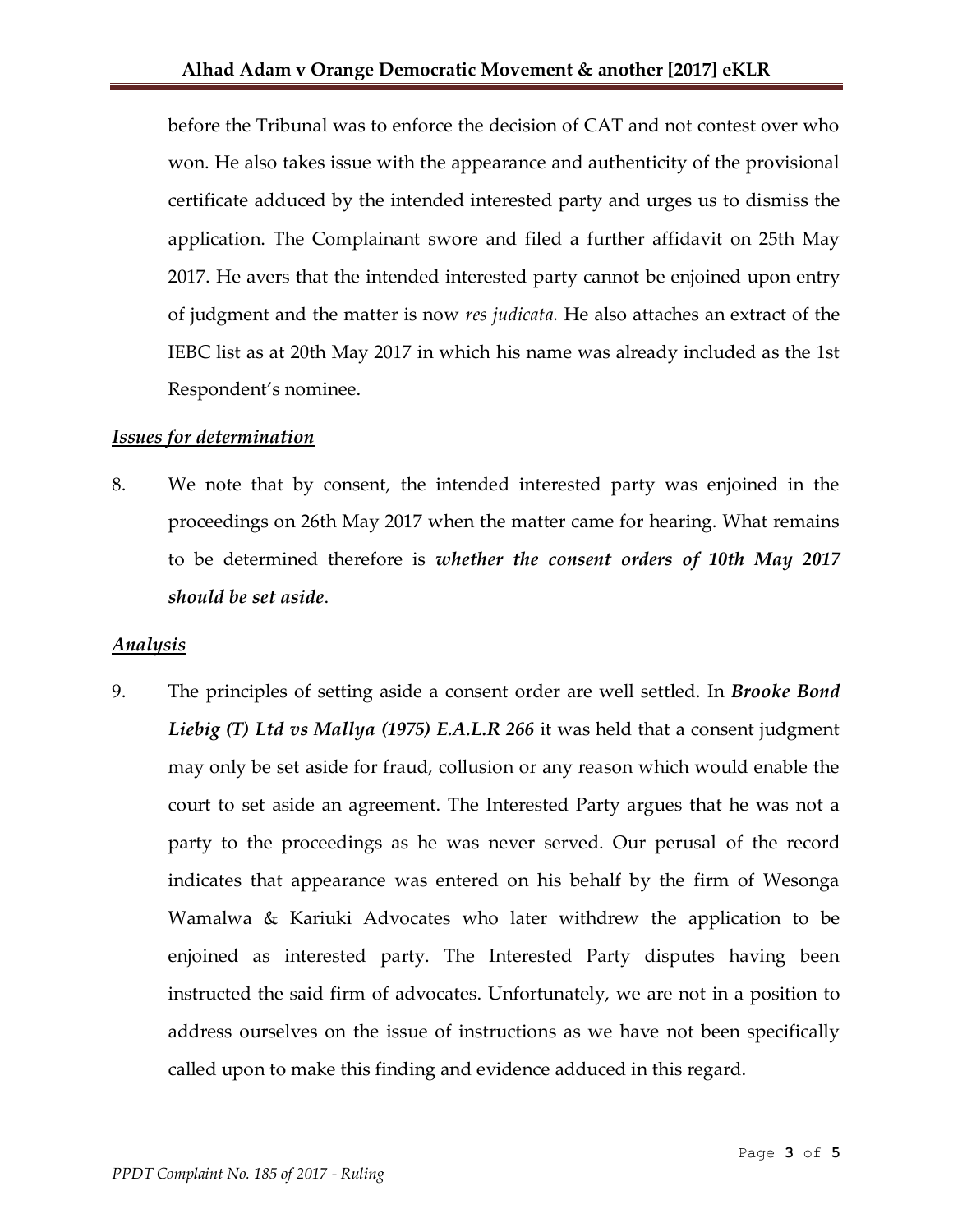before the Tribunal was to enforce the decision of CAT and not contest over who won. He also takes issue with the appearance and authenticity of the provisional certificate adduced by the intended interested party and urges us to dismiss the application. The Complainant swore and filed a further affidavit on 25th May 2017. He avers that the intended interested party cannot be enjoined upon entry of judgment and the matter is now *res judicata.* He also attaches an extract of the IEBC list as at 20th May 2017 in which his name was already included as the 1st Respondent's nominee.

***Issues for determination***

8. We note that by consent, the intended interested party was enjoined in the proceedings on 26th May 2017 when the matter came for hearing. What remains to be determined therefore is ***whether the consent orders of 10th May 2017 should be set aside***.

***Analysis***

9. The principles of setting aside a consent order are well settled. In ***Brooke Bond Liebig (T) Ltd vs Mallya (1975) E.A.L.R 266*** it was held that a consent judgment may only be set aside for fraud, collusion or any reason which would enable the court to set aside an agreement. The Interested Party argues that he was not a party to the proceedings as he was never served. Our perusal of the record indicates that appearance was entered on his behalf by the firm of Wesonga Wamalwa & Kariuki Advocates who later withdrew the application to be enjoined as interested party. The Interested Party disputes having been instructed the said firm of advocates. Unfortunately, we are not in a position to address ourselves on the issue of instructions as we have not been specifically called upon to make this finding and evidence adduced in this regard.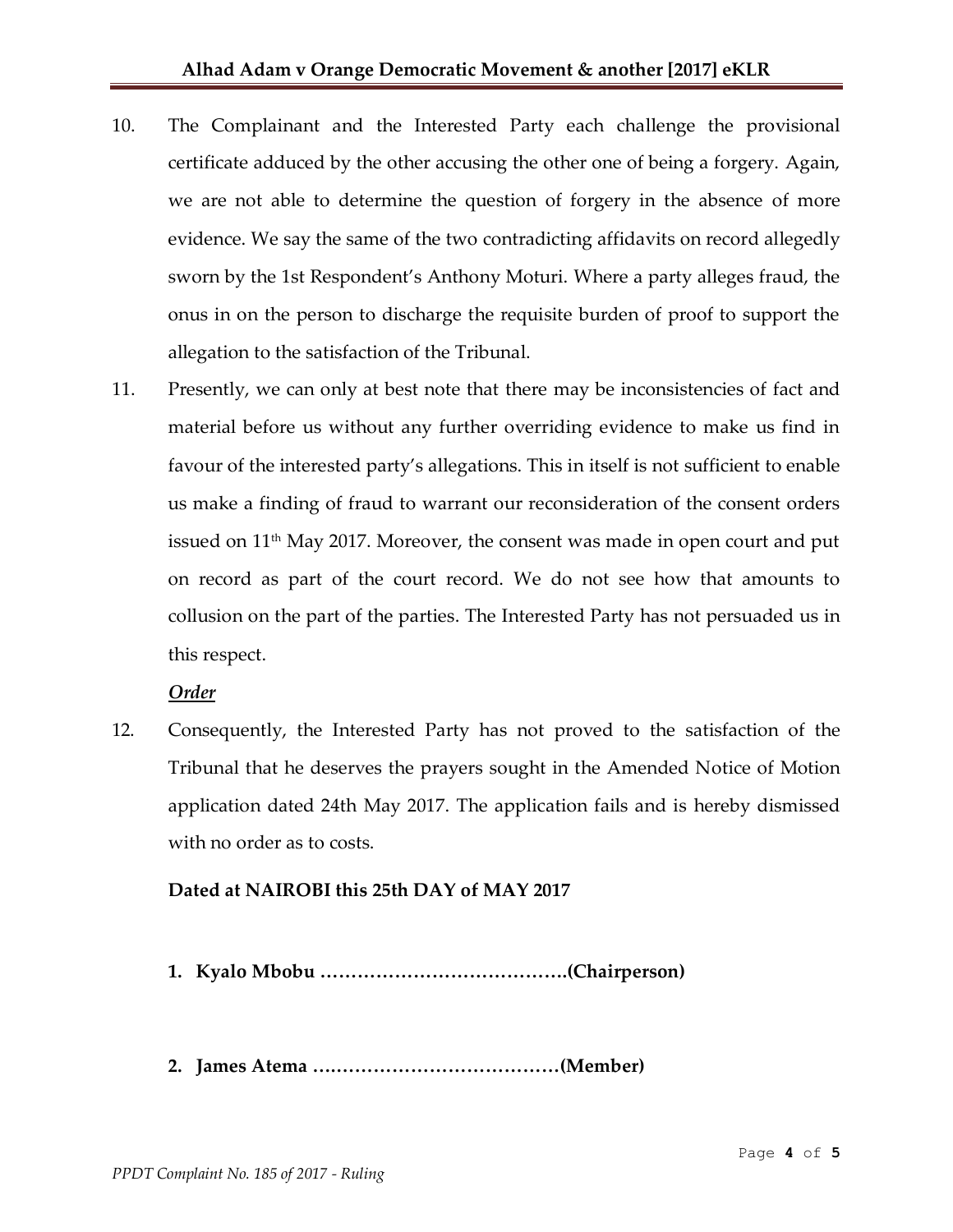10. The Complainant and the Interested Party each challenge the provisional certificate adduced by the other accusing the other one of being a forgery. Again, we are not able to determine the question of forgery in the absence of more evidence. We say the same of the two contradicting affidavits on record allegedly sworn by the 1st Respondent's Anthony Moturi. Where a party alleges fraud, the onus in on the person to discharge the requisite burden of proof to support the allegation to the satisfaction of the Tribunal.

11. Presently, we can only at best note that there may be inconsistencies of fact and material before us without any further overriding evidence to make us find in favour of the interested party's allegations. This in itself is not sufficient to enable us make a finding of fraud to warrant our reconsideration of the consent orders issued on 11th May 2017. Moreover, the consent was made in open court and put on record as part of the court record. We do not see how that amounts to collusion on the part of the parties. The Interested Party has not persuaded us in this respect.

***Order***

12. Consequently, the Interested Party has not proved to the satisfaction of the Tribunal that he deserves the prayers sought in the Amended Notice of Motion application dated 24th May 2017. The application fails and is hereby dismissed with no order as to costs.

**Dated at NAIROBI this 25th DAY of MAY 2017**

1. **Kyalo Mbobu ………………………………….(Chairperson)**

2. **James Atema …………………………………(Member)**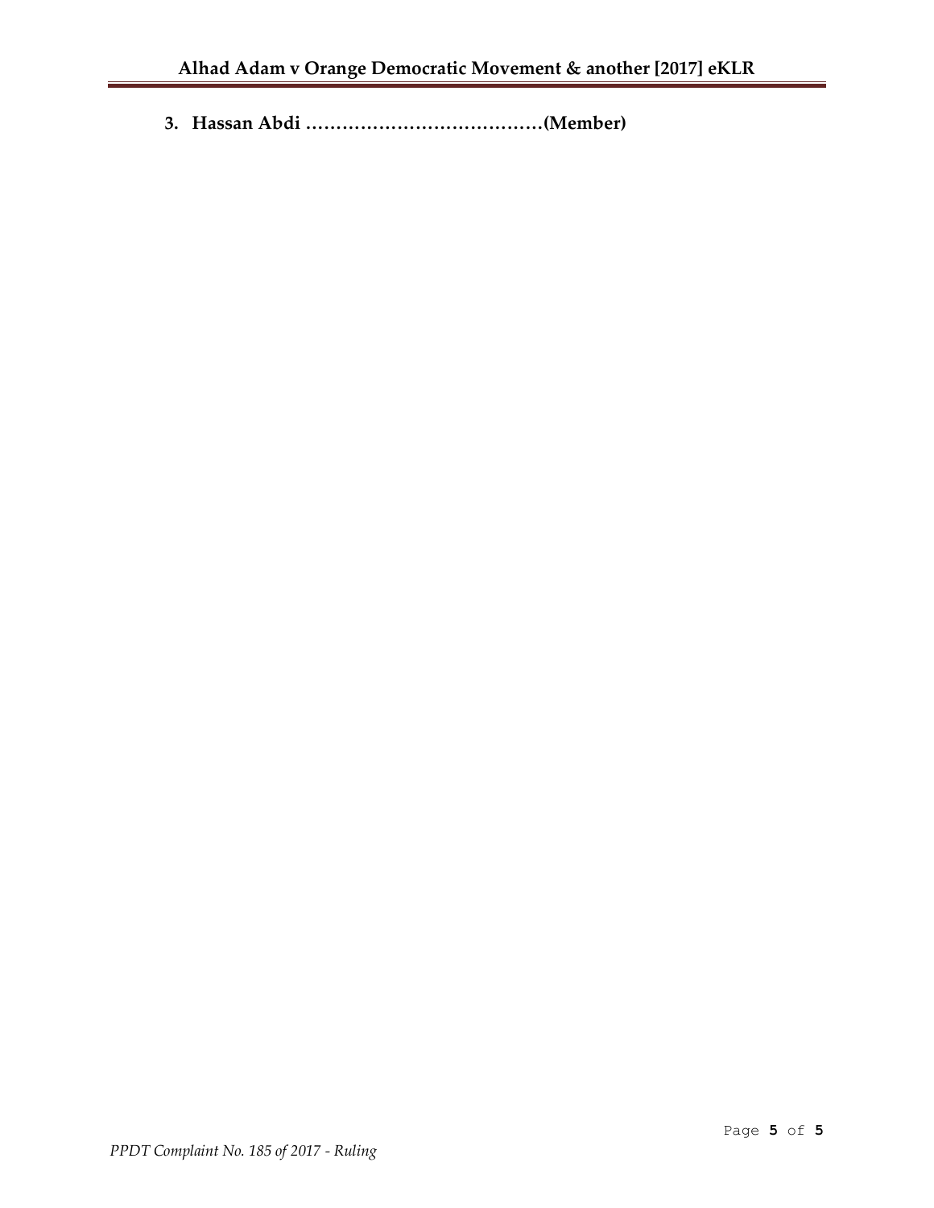3. **Hassan Abdi …………………………………(Member)**